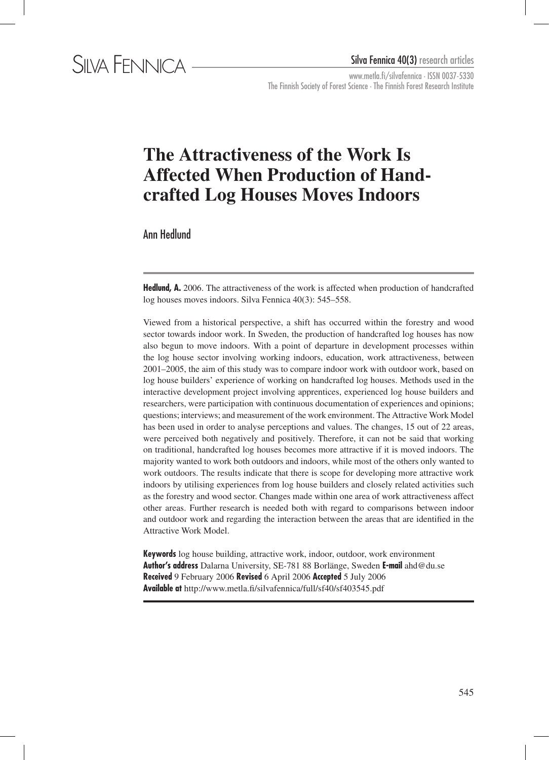# The Attractiveness of the Work Is Affected When Production of Handcrafted Log Houses Moves Indoors

Ann Hedlund

**Hedlund, A.** 2006. The attractiveness of the work is affected when production of handcrafted log houses moves indoors. Silva Fennica 40(3): 545–558.

Viewed from a historical perspective, a shift has occurred within the forestry and wood sector towards indoor work. In Sweden, the production of handcrafted log houses has now also begun to move indoors. With a point of departure in development processes within the log house sector involving working indoors, education, work attractiveness, between 2001–2005, the aim of this study was to compare indoor work with outdoor work, based on log house builders' experience of working on handcrafted log houses. Methods used in the interactive development project involving apprentices, experienced log house builders and researchers, were participation with continuous documentation of experiences and opinions; questions; interviews; and measurement of the work environment. The Attractive Work Model has been used in order to analyse perceptions and values. The changes, 15 out of 22 areas, were perceived both negatively and positively. Therefore, it can not be said that working on traditional, handcrafted log houses becomes more attractive if it is moved indoors. The majority wanted to work both outdoors and indoors, while most of the others only wanted to work outdoors. The results indicate that there is scope for developing more attractive work indoors by utilising experiences from log house builders and closely related activities such as the forestry and wood sector. Changes made within one area of work attractiveness affect other areas. Further research is needed both with regard to comparisons between indoor and outdoor work and regarding the interaction between the areas that are identified in the Attractive Work Model.

**Keywords** log house building, attractive work, indoor, outdoor, work environment
**Author's address** Dalarna University, SE-781 88 Borlänge, Sweden **E-mail** ahd@du.se
**Received** 9 February 2006 **Revised** 6 April 2006 **Accepted** 5 July 2006
**Available at** http://www.metla.fi/silvafennica/full/sf40/sf403545.pdf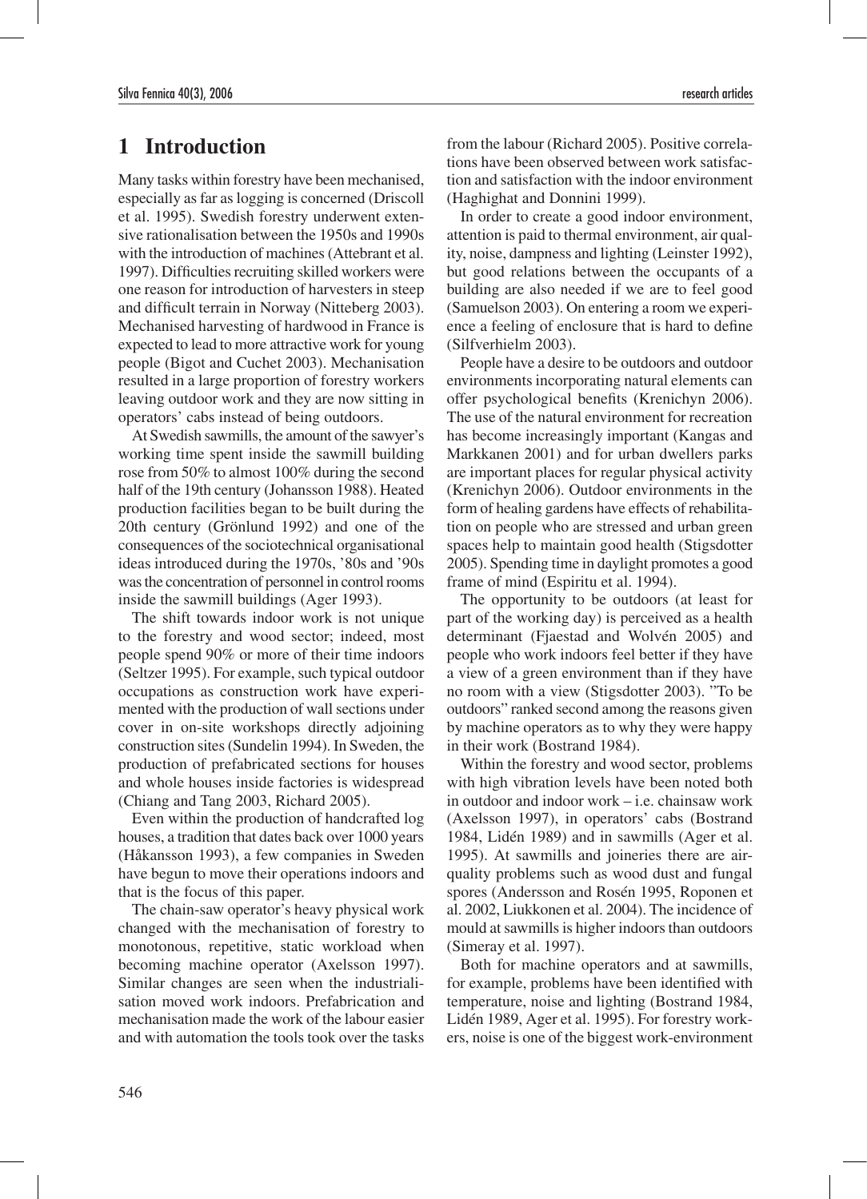# 1 Introduction

Many tasks within forestry have been mechanised, especially as far as logging is concerned (Driscoll et al. 1995). Swedish forestry underwent extensive rationalisation between the 1950s and 1990s with the introduction of machines (Attebrant et al. 1997). Difficulties recruiting skilled workers were one reason for introduction of harvesters in steep and difficult terrain in Norway (Nitteberg 2003). Mechanised harvesting of hardwood in France is expected to lead to more attractive work for young people (Bigot and Cuchet 2003). Mechanisation resulted in a large proportion of forestry workers leaving outdoor work and they are now sitting in operators' cabs instead of being outdoors.

At Swedish sawmills, the amount of the sawyer's working time spent inside the sawmill building rose from 50% to almost 100% during the second half of the 19th century (Johansson 1988). Heated production facilities began to be built during the 20th century (Grönlund 1992) and one of the consequences of the sociotechnical organisational ideas introduced during the 1970s, '80s and '90s was the concentration of personnel in control rooms inside the sawmill buildings (Ager 1993).

The shift towards indoor work is not unique to the forestry and wood sector; indeed, most people spend 90% or more of their time indoors (Seltzer 1995). For example, such typical outdoor occupations as construction work have experimented with the production of wall sections under cover in on-site workshops directly adjoining construction sites (Sundelin 1994). In Sweden, the production of prefabricated sections for houses and whole houses inside factories is widespread (Chiang and Tang 2003, Richard 2005).

Even within the production of handcrafted log houses, a tradition that dates back over 1000 years (Håkansson 1993), a few companies in Sweden have begun to move their operations indoors and that is the focus of this paper.

The chain-saw operator's heavy physical work changed with the mechanisation of forestry to monotonous, repetitive, static workload when becoming machine operator (Axelsson 1997). Similar changes are seen when the industrialisation moved work indoors. Prefabrication and mechanisation made the work of the labour easier and with automation the tools took over the tasks from the labour (Richard 2005). Positive correlations have been observed between work satisfaction and satisfaction with the indoor environment (Haghighat and Donnini 1999).

In order to create a good indoor environment, attention is paid to thermal environment, air quality, noise, dampness and lighting (Leinster 1992), but good relations between the occupants of a building are also needed if we are to feel good (Samuelson 2003). On entering a room we experience a feeling of enclosure that is hard to define (Silfverhielm 2003).

People have a desire to be outdoors and outdoor environments incorporating natural elements can offer psychological benefits (Krenichyn 2006). The use of the natural environment for recreation has become increasingly important (Kangas and Markkanen 2001) and for urban dwellers parks are important places for regular physical activity (Krenichyn 2006). Outdoor environments in the form of healing gardens have effects of rehabilitation on people who are stressed and urban green spaces help to maintain good health (Stigsdotter 2005). Spending time in daylight promotes a good frame of mind (Espiritu et al. 1994).

The opportunity to be outdoors (at least for part of the working day) is perceived as a health determinant (Fjaestad and Wolvén 2005) and people who work indoors feel better if they have a view of a green environment than if they have no room with a view (Stigsdotter 2003). "To be outdoors" ranked second among the reasons given by machine operators as to why they were happy in their work (Bostrand 1984).

Within the forestry and wood sector, problems with high vibration levels have been noted both in outdoor and indoor work – i.e. chainsaw work (Axelsson 1997), in operators' cabs (Bostrand 1984, Lidén 1989) and in sawmills (Ager et al. 1995). At sawmills and joineries there are air-quality problems such as wood dust and fungal spores (Andersson and Rosén 1995, Roponen et al. 2002, Liukkonen et al. 2004). The incidence of mould at sawmills is higher indoors than outdoors (Simeray et al. 1997).

Both for machine operators and at sawmills, for example, problems have been identified with temperature, noise and lighting (Bostrand 1984, Lidén 1989, Ager et al. 1995). For forestry workers, noise is one of the biggest work-environment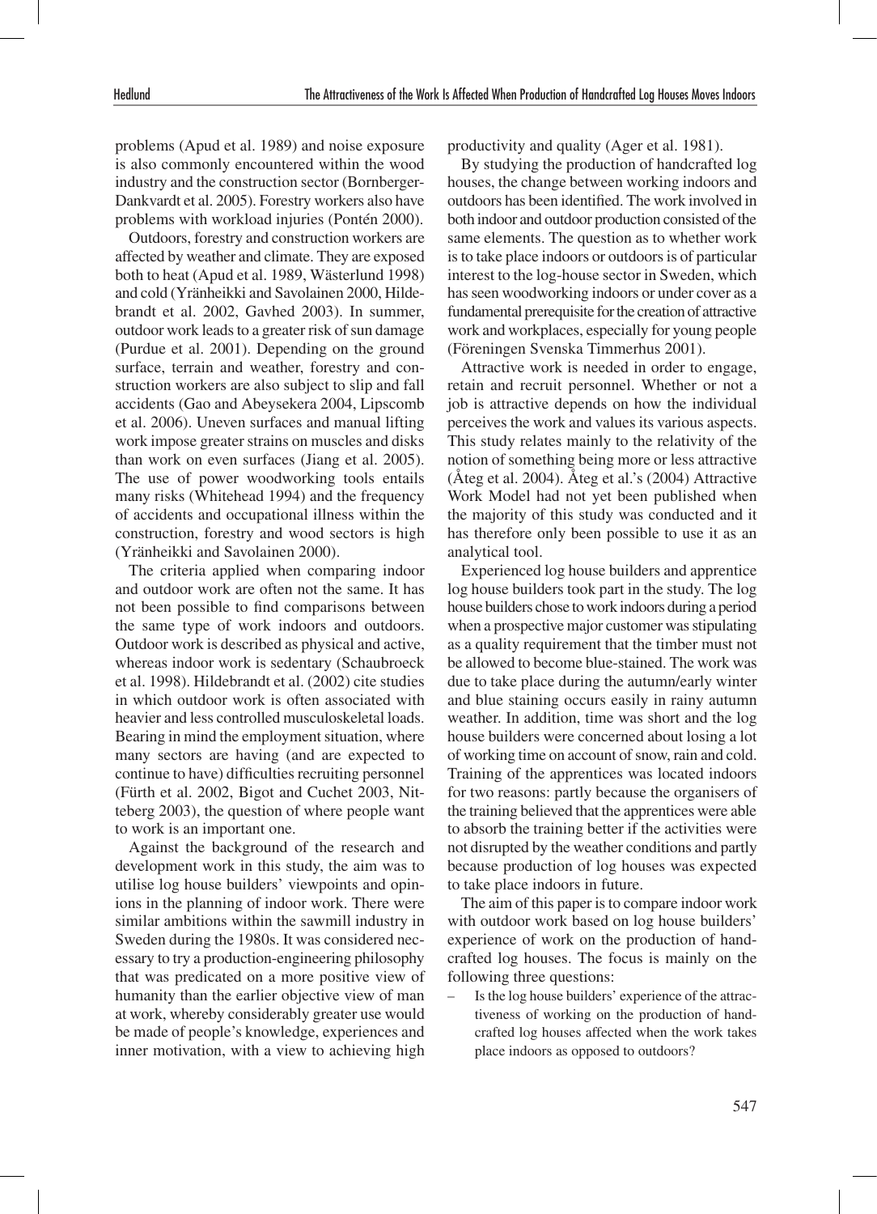problems (Apud et al. 1989) and noise exposure is also commonly encountered within the wood industry and the construction sector (Bornberger-Dankvardt et al. 2005). Forestry workers also have problems with workload injuries (Pontén 2000).

Outdoors, forestry and construction workers are affected by weather and climate. They are exposed both to heat (Apud et al. 1989, Wästerlund 1998) and cold (Yränheikki and Savolainen 2000, Hildebrandt et al. 2002, Gavhed 2003). In summer, outdoor work leads to a greater risk of sun damage (Purdue et al. 2001). Depending on the ground surface, terrain and weather, forestry and construction workers are also subject to slip and fall accidents (Gao and Abeysekera 2004, Lipscomb et al. 2006). Uneven surfaces and manual lifting work impose greater strains on muscles and disks than work on even surfaces (Jiang et al. 2005). The use of power woodworking tools entails many risks (Whitehead 1994) and the frequency of accidents and occupational illness within the construction, forestry and wood sectors is high (Yränheikki and Savolainen 2000).

The criteria applied when comparing indoor and outdoor work are often not the same. It has not been possible to find comparisons between the same type of work indoors and outdoors. Outdoor work is described as physical and active, whereas indoor work is sedentary (Schaubroeck et al. 1998). Hildebrandt et al. (2002) cite studies in which outdoor work is often associated with heavier and less controlled musculoskeletal loads. Bearing in mind the employment situation, where many sectors are having (and are expected to continue to have) difficulties recruiting personnel (Fürth et al. 2002, Bigot and Cuchet 2003, Nitteberg 2003), the question of where people want to work is an important one.

Against the background of the research and development work in this study, the aim was to utilise log house builders' viewpoints and opinions in the planning of indoor work. There were similar ambitions within the sawmill industry in Sweden during the 1980s. It was considered necessary to try a production-engineering philosophy that was predicated on a more positive view of humanity than the earlier objective view of man at work, whereby considerably greater use would be made of people's knowledge, experiences and inner motivation, with a view to achieving high productivity and quality (Ager et al. 1981).

By studying the production of handcrafted log houses, the change between working indoors and outdoors has been identified. The work involved in both indoor and outdoor production consisted of the same elements. The question as to whether work is to take place indoors or outdoors is of particular interest to the log-house sector in Sweden, which has seen woodworking indoors or under cover as a fundamental prerequisite for the creation of attractive work and workplaces, especially for young people (Föreningen Svenska Timmerhus 2001).

Attractive work is needed in order to engage, retain and recruit personnel. Whether or not a job is attractive depends on how the individual perceives the work and values its various aspects. This study relates mainly to the relativity of the notion of something being more or less attractive (Åteg et al. 2004). Åteg et al.'s (2004) Attractive Work Model had not yet been published when the majority of this study was conducted and it has therefore only been possible to use it as an analytical tool.

Experienced log house builders and apprentice log house builders took part in the study. The log house builders chose to work indoors during a period when a prospective major customer was stipulating as a quality requirement that the timber must not be allowed to become blue-stained. The work was due to take place during the autumn/early winter and blue staining occurs easily in rainy autumn weather. In addition, time was short and the log house builders were concerned about losing a lot of working time on account of snow, rain and cold. Training of the apprentices was located indoors for two reasons: partly because the organisers of the training believed that the apprentices were able to absorb the training better if the activities were not disrupted by the weather conditions and partly because production of log houses was expected to take place indoors in future.

The aim of this paper is to compare indoor work with outdoor work based on log house builders' experience of work on the production of handcrafted log houses. The focus is mainly on the following three questions:

– Is the log house builders' experience of the attractiveness of working on the production of handcrafted log houses affected when the work takes place indoors as opposed to outdoors?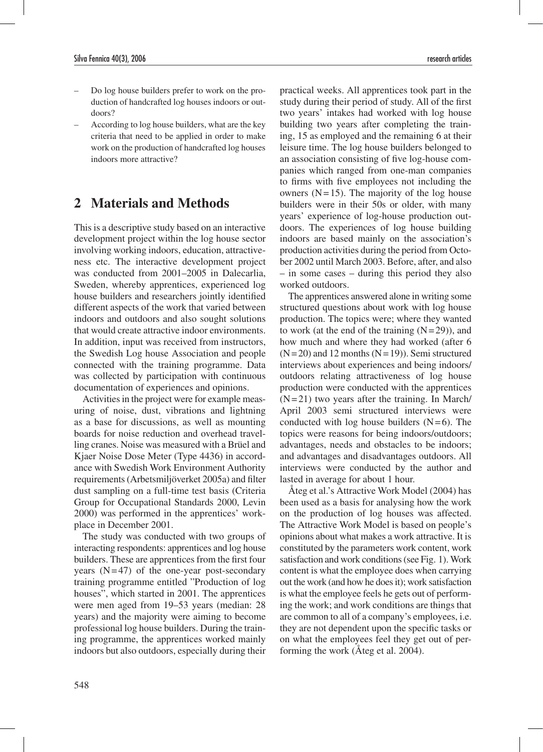- Do log house builders prefer to work on the production of handcrafted log houses indoors or outdoors?
- According to log house builders, what are the key criteria that need to be applied in order to make work on the production of handcrafted log houses indoors more attractive?

## 2 Materials and Methods

This is a descriptive study based on an interactive development project within the log house sector involving working indoors, education, attractiveness etc. The interactive development project was conducted from 2001–2005 in Dalecarlia, Sweden, whereby apprentices, experienced log house builders and researchers jointly identified different aspects of the work that varied between indoors and outdoors and also sought solutions that would create attractive indoor environments. In addition, input was received from instructors, the Swedish Log house Association and people connected with the training programme. Data was collected by participation with continuous documentation of experiences and opinions.

Activities in the project were for example measuring of noise, dust, vibrations and lightning as a base for discussions, as well as mounting boards for noise reduction and overhead travelling cranes. Noise was measured with a Brüel and Kjaer Noise Dose Meter (Type 4436) in accordance with Swedish Work Environment Authority requirements (Arbetsmiljöverket 2005a) and filter dust sampling on a full-time test basis (Criteria Group for Occupational Standards 2000, Levin 2000) was performed in the apprentices' workplace in December 2001.

The study was conducted with two groups of interacting respondents: apprentices and log house builders. These are apprentices from the first four years (N = 47) of the one-year post-secondary training programme entitled "Production of log houses", which started in 2001. The apprentices were men aged from 19–53 years (median: 28 years) and the majority were aiming to become professional log house builders. During the training programme, the apprentices worked mainly indoors but also outdoors, especially during their practical weeks. All apprentices took part in the study during their period of study. All of the first two years' intakes had worked with log house building two years after completing the training, 15 as employed and the remaining 6 at their leisure time. The log house builders belonged to an association consisting of five log-house companies which ranged from one-man companies to firms with five employees not including the owners (N = 15). The majority of the log house builders were in their 50s or older, with many years' experience of log-house production outdoors. The experiences of log house building indoors are based mainly on the association's production activities during the period from October 2002 until March 2003. Before, after, and also – in some cases – during this period they also worked outdoors.

The apprentices answered alone in writing some structured questions about work with log house production. The topics were; where they wanted to work (at the end of the training (N = 29)), and how much and where they had worked (after 6 (N = 20) and 12 months (N = 19)). Semi structured interviews about experiences and being indoors/outdoors relating attractiveness of log house production were conducted with the apprentices (N = 21) two years after the training. In March/April 2003 semi structured interviews were conducted with log house builders (N = 6). The topics were reasons for being indoors/outdoors; advantages, needs and obstacles to be indoors; and advantages and disadvantages outdoors. All interviews were conducted by the author and lasted in average for about 1 hour.

Åteg et al.'s Attractive Work Model (2004) has been used as a basis for analysing how the work on the production of log houses was affected. The Attractive Work Model is based on people's opinions about what makes a work attractive. It is constituted by the parameters work content, work satisfaction and work conditions (see Fig. 1). Work content is what the employee does when carrying out the work (and how he does it); work satisfaction is what the employee feels he gets out of performing the work; and work conditions are things that are common to all of a company's employees, i.e. they are not dependent upon the specific tasks or on what the employees feel they get out of performing the work (Åteg et al. 2004).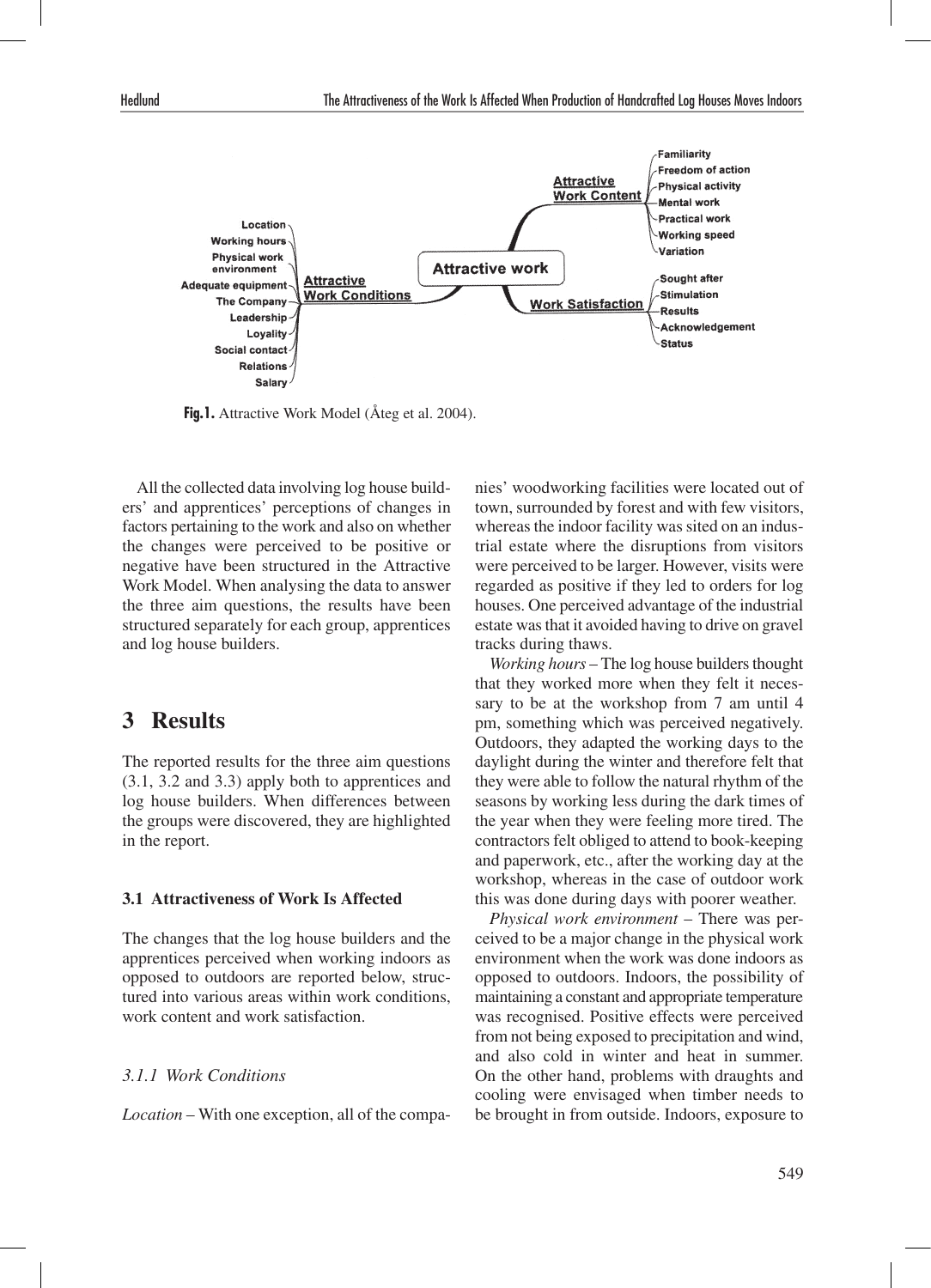Fig. 1. Attractive Work Model (Åteg et al. 2004).

All the collected data involving log house builders' and apprentices' perceptions of changes in factors pertaining to the work and also on whether the changes were perceived to be positive or negative have been structured in the Attractive Work Model. When analysing the data to answer the three aim questions, the results have been structured separately for each group, apprentices and log house builders.

## 3 Results

The reported results for the three aim questions (3.1, 3.2 and 3.3) apply both to apprentices and log house builders. When differences between the groups were discovered, they are highlighted in the report.

### 3.1 Attractiveness of Work Is Affected

The changes that the log house builders and the apprentices perceived when working indoors as opposed to outdoors are reported below, structured into various areas within work conditions, work content and work satisfaction.

#### 3.1.1 Work Conditions

*Location* – With one exception, all of the companies' woodworking facilities were located out of town, surrounded by forest and with few visitors, whereas the indoor facility was sited on an industrial estate where the disruptions from visitors were perceived to be larger. However, visits were regarded as positive if they led to orders for log houses. One perceived advantage of the industrial estate was that it avoided having to drive on gravel tracks during thaws.

*Working hours* – The log house builders thought that they worked more when they felt it necessary to be at the workshop from 7 am until 4 pm, something which was perceived negatively. Outdoors, they adapted the working days to the daylight during the winter and therefore felt that they were able to follow the natural rhythm of the seasons by working less during the dark times of the year when they were feeling more tired. The contractors felt obliged to attend to book-keeping and paperwork, etc., after the working day at the workshop, whereas in the case of outdoor work this was done during days with poorer weather.

*Physical work environment* – There was perceived to be a major change in the physical work environment when the work was done indoors as opposed to outdoors. Indoors, the possibility of maintaining a constant and appropriate temperature was recognised. Positive effects were perceived from not being exposed to precipitation and wind, and also cold in winter and heat in summer. On the other hand, problems with draughts and cooling were envisaged when timber needs to be brought in from outside. Indoors, exposure to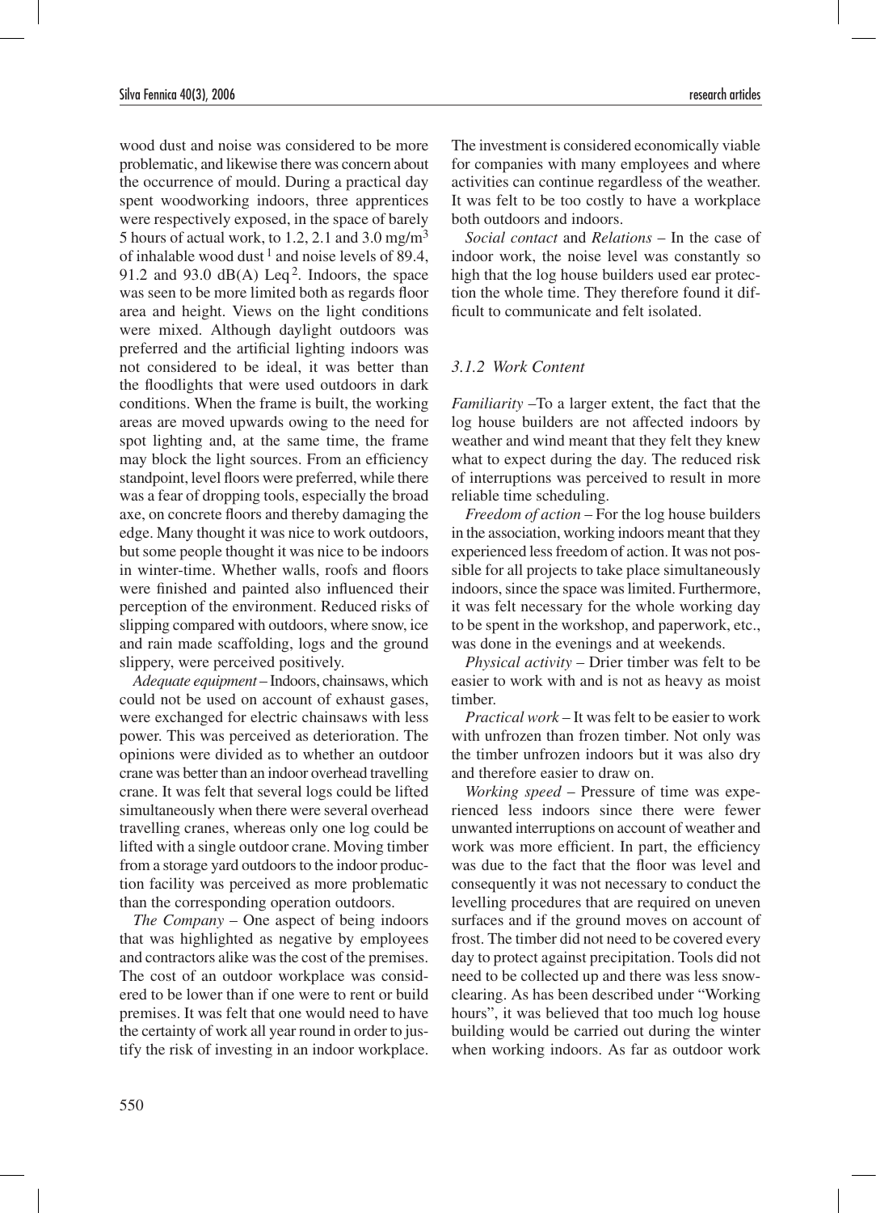wood dust and noise was considered to be more problematic, and likewise there was concern about the occurrence of mould. During a practical day spent woodworking indoors, three apprentices were respectively exposed, in the space of barely 5 hours of actual work, to 1.2, 2.1 and 3.0 mg/m$^3$ of inhalable wood dust [1] and noise levels of 89.4, 91.2 and 93.0 dB(A) Leq [2]. Indoors, the space was seen to be more limited both as regards floor area and height. Views on the light conditions were mixed. Although daylight outdoors was preferred and the artificial lighting indoors was not considered to be ideal, it was better than the floodlights that were used outdoors in dark conditions. When the frame is built, the working areas are moved upwards owing to the need for spot lighting and, at the same time, the frame may block the light sources. From an efficiency standpoint, level floors were preferred, while there was a fear of dropping tools, especially the broad axe, on concrete floors and thereby damaging the edge. Many thought it was nice to work outdoors, but some people thought it was nice to be indoors in winter-time. Whether walls, roofs and floors were finished and painted also influenced their perception of the environment. Reduced risks of slipping compared with outdoors, where snow, ice and rain made scaffolding, logs and the ground slippery, were perceived positively.

*Adequate equipment* – Indoors, chainsaws, which could not be used on account of exhaust gases, were exchanged for electric chainsaws with less power. This was perceived as deterioration. The opinions were divided as to whether an outdoor crane was better than an indoor overhead travelling crane. It was felt that several logs could be lifted simultaneously when there were several overhead travelling cranes, whereas only one log could be lifted with a single outdoor crane. Moving timber from a storage yard outdoors to the indoor production facility was perceived as more problematic than the corresponding operation outdoors.

*The Company* – One aspect of being indoors that was highlighted as negative by employees and contractors alike was the cost of the premises. The cost of an outdoor workplace was considered to be lower than if one were to rent or build premises. It was felt that one would need to have the certainty of work all year round in order to justify the risk of investing in an indoor workplace. The investment is considered economically viable for companies with many employees and where activities can continue regardless of the weather. It was felt to be too costly to have a workplace both outdoors and indoors.

*Social contact* and *Relations* – In the case of indoor work, the noise level was constantly so high that the log house builders used ear protection the whole time. They therefore found it difficult to communicate and felt isolated.

### 3.1.2 Work Content

*Familiarity* –To a larger extent, the fact that the log house builders are not affected indoors by weather and wind meant that they felt they knew what to expect during the day. The reduced risk of interruptions was perceived to result in more reliable time scheduling.

*Freedom of action* – For the log house builders in the association, working indoors meant that they experienced less freedom of action. It was not possible for all projects to take place simultaneously indoors, since the space was limited. Furthermore, it was felt necessary for the whole working day to be spent in the workshop, and paperwork, etc., was done in the evenings and at weekends.

*Physical activity* – Drier timber was felt to be easier to work with and is not as heavy as moist timber.

*Practical work* – It was felt to be easier to work with unfrozen than frozen timber. Not only was the timber unfrozen indoors but it was also dry and therefore easier to draw on.

*Working speed* – Pressure of time was experienced less indoors since there were fewer unwanted interruptions on account of weather and work was more efficient. In part, the efficiency was due to the fact that the floor was level and consequently it was not necessary to conduct the levelling procedures that are required on uneven surfaces and if the ground moves on account of frost. The timber did not need to be covered every day to protect against precipitation. Tools did not need to be collected up and there was less snow-clearing. As has been described under "Working hours", it was believed that too much log house building would be carried out during the winter when working indoors. As far as outdoor work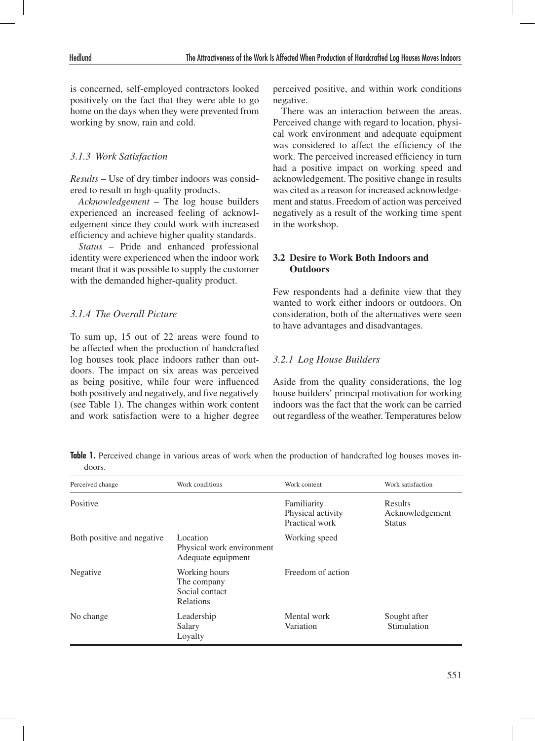is concerned, self-employed contractors looked positively on the fact that they were able to go home on the days when they were prevented from working by snow, rain and cold.

### 3.1.3 Work Satisfaction

*Results* – Use of dry timber indoors was considered to result in high-quality products.

*Acknowledgement* – The log house builders experienced an increased feeling of acknowledgement since they could work with increased efficiency and achieve higher quality standards.

*Status* – Pride and enhanced professional identity were experienced when the indoor work meant that it was possible to supply the customer with the demanded higher-quality product.

### 3.1.4 The Overall Picture

To sum up, 15 out of 22 areas were found to be affected when the production of handcrafted log houses took place indoors rather than outdoors. The impact on six areas was perceived as being positive, while four were influenced both positively and negatively, and five negatively (see Table 1). The changes within work content and work satisfaction were to a higher degree perceived positive, and within work conditions negative.

There was an interaction between the areas. Perceived change with regard to location, physical work environment and adequate equipment was considered to affect the efficiency of the work. The perceived increased efficiency in turn had a positive impact on working speed and acknowledgement. The positive change in results was cited as a reason for increased acknowledgement and status. Freedom of action was perceived negatively as a result of the working time spent in the workshop.

## 3.2 Desire to Work Both Indoors and Outdoors

Few respondents had a definite view that they wanted to work either indoors or outdoors. On consideration, both of the alternatives were seen to have advantages and disadvantages.

### 3.2.1 Log House Builders

Aside from the quality considerations, the log house builders' principal motivation for working indoors was the fact that the work can be carried out regardless of the weather. Temperatures below

**Table 1.** Perceived change in various areas of work when the production of handcrafted log houses moves indoors.

| Perceived change | Work conditions | Work content | Work satisfaction |
|---|---|---|---|
| Positive | | Familiarity<br>Physical activity<br>Practical work | Results<br>Acknowledgement<br>Status |
| Both positive and negative | Location<br>Physical work environment<br>Adequate equipment | Working speed | |
| Negative | Working hours<br>The company<br>Social contact<br>Relations | Freedom of action | |
| No change | Leadership<br>Salary<br>Loyalty | Mental work<br>Variation | Sought after<br>Stimulation |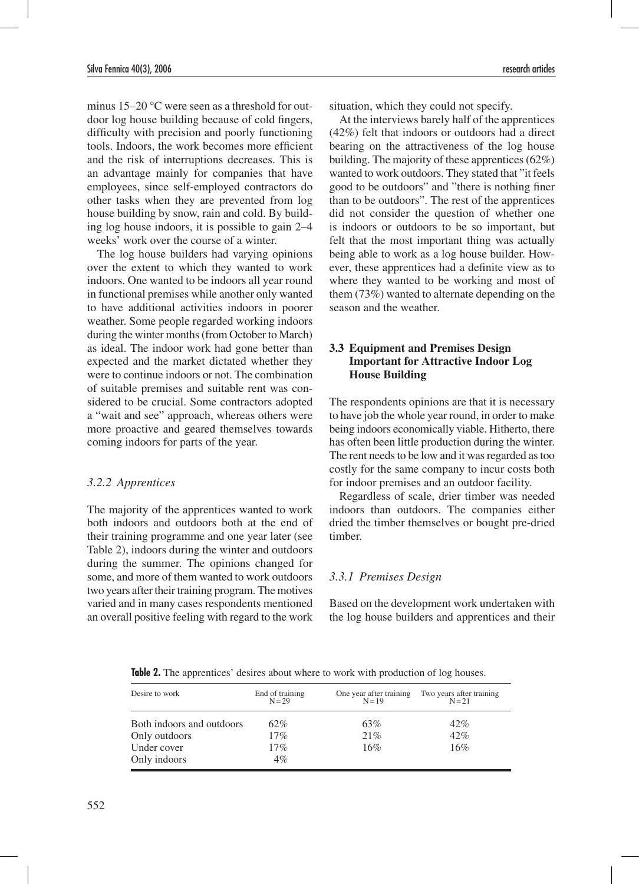minus 15–20 °C were seen as a threshold for outdoor log house building because of cold fingers, difficulty with precision and poorly functioning tools. Indoors, the work becomes more efficient and the risk of interruptions decreases. This is an advantage mainly for companies that have employees, since self-employed contractors do other tasks when they are prevented from log house building by snow, rain and cold. By building log house indoors, it is possible to gain 2–4 weeks' work over the course of a winter.

The log house builders had varying opinions over the extent to which they wanted to work indoors. One wanted to be indoors all year round in functional premises while another only wanted to have additional activities indoors in poorer weather. Some people regarded working indoors during the winter months (from October to March) as ideal. The indoor work had gone better than expected and the market dictated whether they were to continue indoors or not. The combination of suitable premises and suitable rent was considered to be crucial. Some contractors adopted a "wait and see" approach, whereas others were more proactive and geared themselves towards coming indoors for parts of the year.

### *3.2.2 Apprentices*

The majority of the apprentices wanted to work both indoors and outdoors both at the end of their training programme and one year later (see Table 2), indoors during the winter and outdoors during the summer. The opinions changed for some, and more of them wanted to work outdoors two years after their training program. The motives varied and in many cases respondents mentioned an overall positive feeling with regard to the work situation, which they could not specify.

At the interviews barely half of the apprentices (42%) felt that indoors or outdoors had a direct bearing on the attractiveness of the log house building. The majority of these apprentices (62%) wanted to work outdoors. They stated that "it feels good to be outdoors" and "there is nothing finer than to be outdoors". The rest of the apprentices did not consider the question of whether one is indoors or outdoors to be so important, but felt that the most important thing was actually being able to work as a log house builder. However, these apprentices had a definite view as to where they wanted to be working and most of them (73%) wanted to alternate depending on the season and the weather.

## 3.3 Equipment and Premises Design Important for Attractive Indoor Log House Building

The respondents opinions are that it is necessary to have job the whole year round, in order to make being indoors economically viable. Hitherto, there has often been little production during the winter. The rent needs to be low and it was regarded as too costly for the same company to incur costs both for indoor premises and an outdoor facility.

Regardless of scale, drier timber was needed indoors than outdoors. The companies either dried the timber themselves or bought pre-dried timber.

### *3.3.1 Premises Design*

Based on the development work undertaken with the log house builders and apprentices and their

**Table 2.** The apprentices' desires about where to work with production of log houses.

| Desire to work | End of training N = 29 | One year after training N = 19 | Two years after training N = 21 |
|---|---|---|---|
| Both indoors and outdoors | 62% | 63% | 42% |
| Only outdoors | 17% | 21% | 42% |
| Under cover | 17% | 16% | 16% |
| Only indoors | 4% | | |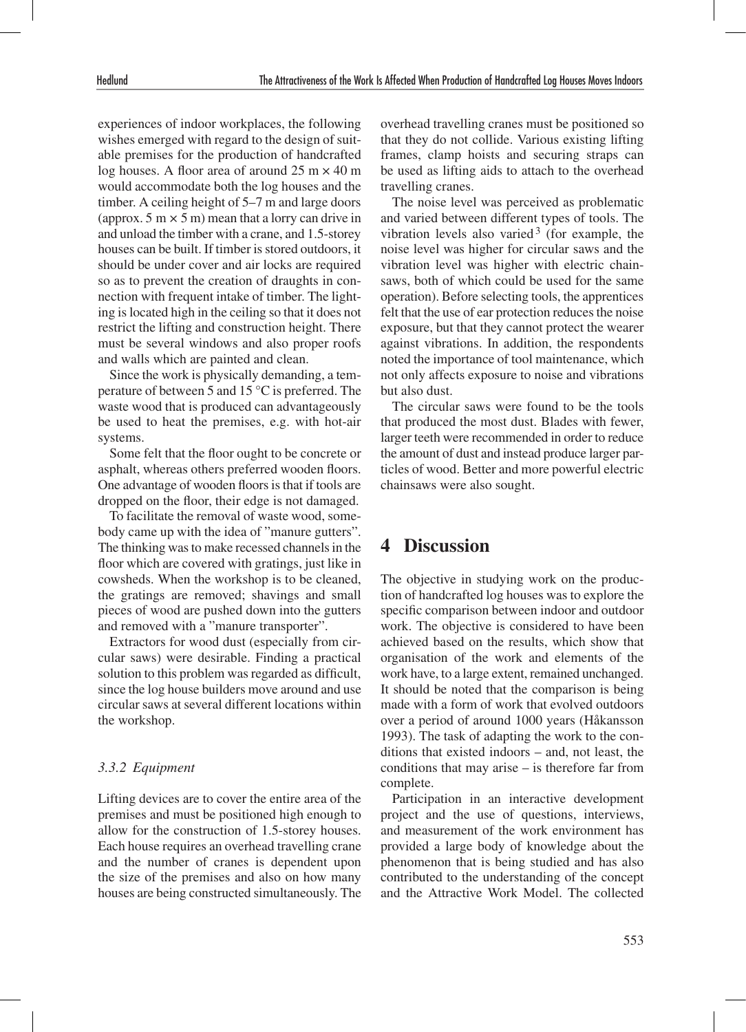experiences of indoor workplaces, the following wishes emerged with regard to the design of suitable premises for the production of handcrafted log houses. A floor area of around 25 m × 40 m would accommodate both the log houses and the timber. A ceiling height of 5–7 m and large doors (approx. 5 m × 5 m) mean that a lorry can drive in and unload the timber with a crane, and 1.5-storey houses can be built. If timber is stored outdoors, it should be under cover and air locks are required so as to prevent the creation of draughts in connection with frequent intake of timber. The lighting is located high in the ceiling so that it does not restrict the lifting and construction height. There must be several windows and also proper roofs and walls which are painted and clean.

Since the work is physically demanding, a temperature of between 5 and 15 °C is preferred. The waste wood that is produced can advantageously be used to heat the premises, e.g. with hot-air systems.

Some felt that the floor ought to be concrete or asphalt, whereas others preferred wooden floors. One advantage of wooden floors is that if tools are dropped on the floor, their edge is not damaged.

To facilitate the removal of waste wood, somebody came up with the idea of "manure gutters". The thinking was to make recessed channels in the floor which are covered with gratings, just like in cowsheds. When the workshop is to be cleaned, the gratings are removed; shavings and small pieces of wood are pushed down into the gutters and removed with a "manure transporter".

Extractors for wood dust (especially from circular saws) were desirable. Finding a practical solution to this problem was regarded as difficult, since the log house builders move around and use circular saws at several different locations within the workshop.

### *3.3.2 Equipment*

Lifting devices are to cover the entire area of the premises and must be positioned high enough to allow for the construction of 1.5-storey houses. Each house requires an overhead travelling crane and the number of cranes is dependent upon the size of the premises and also on how many houses are being constructed simultaneously. The overhead travelling cranes must be positioned so that they do not collide. Various existing lifting frames, clamp hoists and securing straps can be used as lifting aids to attach to the overhead travelling cranes.

The noise level was perceived as problematic and varied between different types of tools. The vibration levels also varied[3] (for example, the noise level was higher for circular saws and the vibration level was higher with electric chainsaws, both of which could be used for the same operation). Before selecting tools, the apprentices felt that the use of ear protection reduces the noise exposure, but that they cannot protect the wearer against vibrations. In addition, the respondents noted the importance of tool maintenance, which not only affects exposure to noise and vibrations but also dust.

The circular saws were found to be the tools that produced the most dust. Blades with fewer, larger teeth were recommended in order to reduce the amount of dust and instead produce larger particles of wood. Better and more powerful electric chainsaws were also sought.

## 4 Discussion

The objective in studying work on the production of handcrafted log houses was to explore the specific comparison between indoor and outdoor work. The objective is considered to have been achieved based on the results, which show that organisation of the work and elements of the work have, to a large extent, remained unchanged. It should be noted that the comparison is being made with a form of work that evolved outdoors over a period of around 1000 years (Håkansson 1993). The task of adapting the work to the conditions that existed indoors – and, not least, the conditions that may arise – is therefore far from complete.

Participation in an interactive development project and the use of questions, interviews, and measurement of the work environment has provided a large body of knowledge about the phenomenon that is being studied and has also contributed to the understanding of the concept and the Attractive Work Model. The collected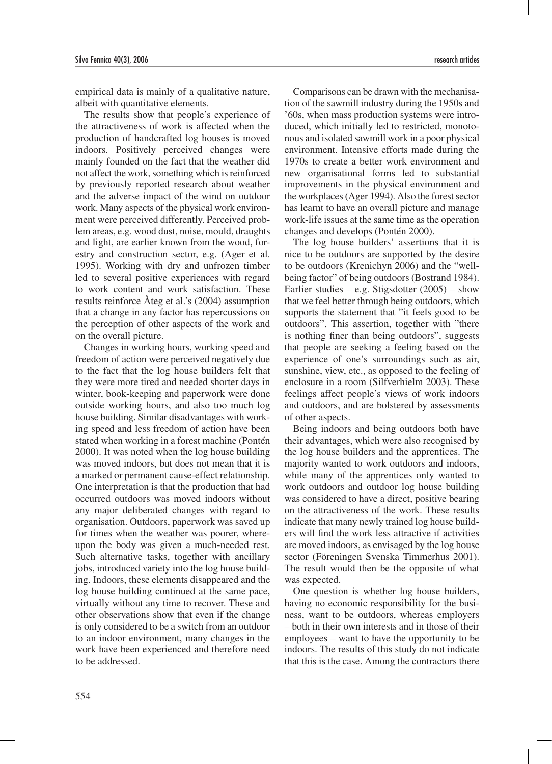empirical data is mainly of a qualitative nature, albeit with quantitative elements.

The results show that people's experience of the attractiveness of work is affected when the production of handcrafted log houses is moved indoors. Positively perceived changes were mainly founded on the fact that the weather did not affect the work, something which is reinforced by previously reported research about weather and the adverse impact of the wind on outdoor work. Many aspects of the physical work environment were perceived differently. Perceived problem areas, e.g. wood dust, noise, mould, draughts and light, are earlier known from the wood, forestry and construction sector, e.g. (Ager et al. 1995). Working with dry and unfrozen timber led to several positive experiences with regard to work content and work satisfaction. These results reinforce Åteg et al.'s (2004) assumption that a change in any factor has repercussions on the perception of other aspects of the work and on the overall picture.

Changes in working hours, working speed and freedom of action were perceived negatively due to the fact that the log house builders felt that they were more tired and needed shorter days in winter, book-keeping and paperwork were done outside working hours, and also too much log house building. Similar disadvantages with working speed and less freedom of action have been stated when working in a forest machine (Pontén 2000). It was noted when the log house building was moved indoors, but does not mean that it is a marked or permanent cause-effect relationship. One interpretation is that the production that had occurred outdoors was moved indoors without any major deliberated changes with regard to organisation. Outdoors, paperwork was saved up for times when the weather was poorer, whereupon the body was given a much-needed rest. Such alternative tasks, together with ancillary jobs, introduced variety into the log house building. Indoors, these elements disappeared and the log house building continued at the same pace, virtually without any time to recover. These and other observations show that even if the change is only considered to be a switch from an outdoor to an indoor environment, many changes in the work have been experienced and therefore need to be addressed.

Comparisons can be drawn with the mechanisation of the sawmill industry during the 1950s and '60s, when mass production systems were introduced, which initially led to restricted, monotonous and isolated sawmill work in a poor physical environment. Intensive efforts made during the 1970s to create a better work environment and new organisational forms led to substantial improvements in the physical environment and the workplaces (Ager 1994). Also the forest sector has learnt to have an overall picture and manage work-life issues at the same time as the operation changes and develops (Pontén 2000).

The log house builders' assertions that it is nice to be outdoors are supported by the desire to be outdoors (Krenichyn 2006) and the "well-being factor" of being outdoors (Bostrand 1984). Earlier studies – e.g. Stigsdotter (2005) – show that we feel better through being outdoors, which supports the statement that "it feels good to be outdoors". This assertion, together with "there is nothing finer than being outdoors", suggests that people are seeking a feeling based on the experience of one's surroundings such as air, sunshine, view, etc., as opposed to the feeling of enclosure in a room (Silfverhielm 2003). These feelings affect people's views of work indoors and outdoors, and are bolstered by assessments of other aspects.

Being indoors and being outdoors both have their advantages, which were also recognised by the log house builders and the apprentices. The majority wanted to work outdoors and indoors, while many of the apprentices only wanted to work outdoors and outdoor log house building was considered to have a direct, positive bearing on the attractiveness of the work. These results indicate that many newly trained log house builders will find the work less attractive if activities are moved indoors, as envisaged by the log house sector (Föreningen Svenska Timmerhus 2001). The result would then be the opposite of what was expected.

One question is whether log house builders, having no economic responsibility for the business, want to be outdoors, whereas employers – both in their own interests and in those of their employees – want to have the opportunity to be indoors. The results of this study do not indicate that this is the case. Among the contractors there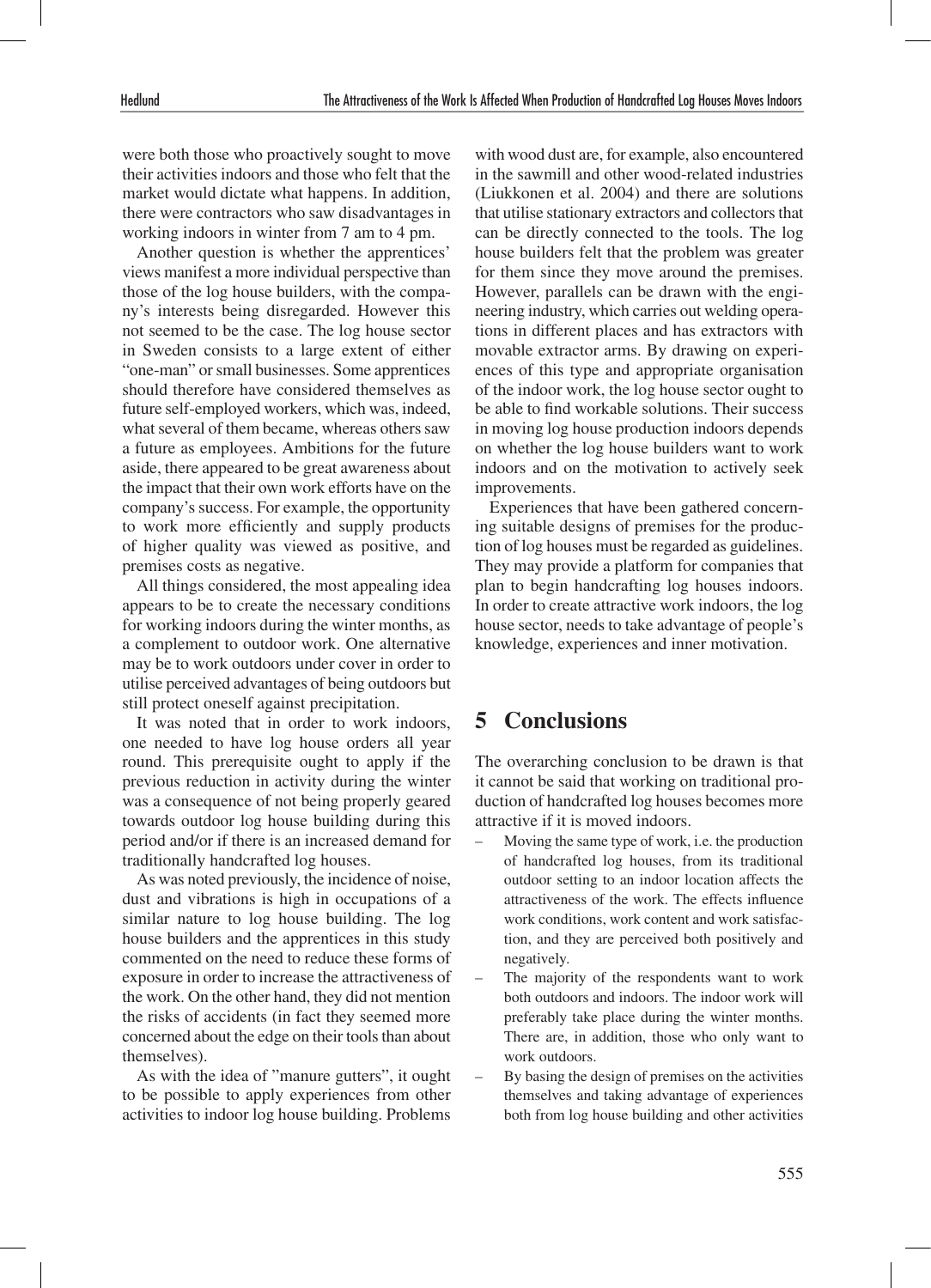were both those who proactively sought to move their activities indoors and those who felt that the market would dictate what happens. In addition, there were contractors who saw disadvantages in working indoors in winter from 7 am to 4 pm.

Another question is whether the apprentices' views manifest a more individual perspective than those of the log house builders, with the company's interests being disregarded. However this not seemed to be the case. The log house sector in Sweden consists to a large extent of either "one-man" or small businesses. Some apprentices should therefore have considered themselves as future self-employed workers, which was, indeed, what several of them became, whereas others saw a future as employees. Ambitions for the future aside, there appeared to be great awareness about the impact that their own work efforts have on the company's success. For example, the opportunity to work more efficiently and supply products of higher quality was viewed as positive, and premises costs as negative.

All things considered, the most appealing idea appears to be to create the necessary conditions for working indoors during the winter months, as a complement to outdoor work. One alternative may be to work outdoors under cover in order to utilise perceived advantages of being outdoors but still protect oneself against precipitation.

It was noted that in order to work indoors, one needed to have log house orders all year round. This prerequisite ought to apply if the previous reduction in activity during the winter was a consequence of not being properly geared towards outdoor log house building during this period and/or if there is an increased demand for traditionally handcrafted log houses.

As was noted previously, the incidence of noise, dust and vibrations is high in occupations of a similar nature to log house building. The log house builders and the apprentices in this study commented on the need to reduce these forms of exposure in order to increase the attractiveness of the work. On the other hand, they did not mention the risks of accidents (in fact they seemed more concerned about the edge on their tools than about themselves).

As with the idea of "manure gutters", it ought to be possible to apply experiences from other activities to indoor log house building. Problems with wood dust are, for example, also encountered in the sawmill and other wood-related industries (Liukkonen et al. 2004) and there are solutions that utilise stationary extractors and collectors that can be directly connected to the tools. The log house builders felt that the problem was greater for them since they move around the premises. However, parallels can be drawn with the engineering industry, which carries out welding operations in different places and has extractors with movable extractor arms. By drawing on experiences of this type and appropriate organisation of the indoor work, the log house sector ought to be able to find workable solutions. Their success in moving log house production indoors depends on whether the log house builders want to work indoors and on the motivation to actively seek improvements.

Experiences that have been gathered concerning suitable designs of premises for the production of log houses must be regarded as guidelines. They may provide a platform for companies that plan to begin handcrafting log houses indoors. In order to create attractive work indoors, the log house sector, needs to take advantage of people's knowledge, experiences and inner motivation.

## 5 Conclusions

The overarching conclusion to be drawn is that it cannot be said that working on traditional production of handcrafted log houses becomes more attractive if it is moved indoors.

- Moving the same type of work, i.e. the production of handcrafted log houses, from its traditional outdoor setting to an indoor location affects the attractiveness of the work. The effects influence work conditions, work content and work satisfaction, and they are perceived both positively and negatively.
- The majority of the respondents want to work both outdoors and indoors. The indoor work will preferably take place during the winter months. There are, in addition, those who only want to work outdoors.
- By basing the design of premises on the activities themselves and taking advantage of experiences both from log house building and other activities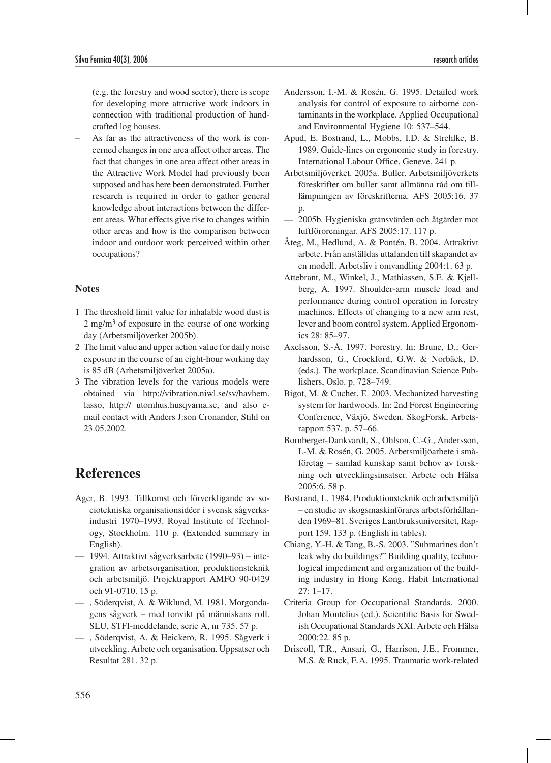(e.g. the forestry and wood sector), there is scope for developing more attractive work indoors in connection with traditional production of handcrafted log houses.

– As far as the attractiveness of the work is concerned changes in one area affect other areas. The fact that changes in one area affect other areas in the Attractive Work Model had previously been supposed and has here been demonstrated. Further research is required in order to gather general knowledge about interactions between the different areas. What effects give rise to changes within other areas and how is the comparison between indoor and outdoor work perceived within other occupations?

### Notes

1 The threshold limit value for inhalable wood dust is 2 mg/m$^3$ of exposure in the course of one working day (Arbetsmiljöverket 2005b).

2 The limit value and upper action value for daily noise exposure in the course of an eight-hour working day is 85 dB (Arbetsmiljöverket 2005a).

3 The vibration levels for the various models were obtained via http://vibration.niwl.se/sv/havhem.lasso, http:// utomhus.husqvarna.se, and also e-mail contact with Anders J:son Cronander, Stihl on 23.05.2002.

## References

Ager, B. 1993. Tillkomst och förverkligande av sociotekniska organisationsidéer i svensk sågverksindustri 1970–1993. Royal Institute of Technology, Stockholm. 110 p. (Extended summary in English).

— 1994. Attraktivt sågverksarbete (1990–93) – integration av arbetsorganisation, produktionsteknik och arbetsmiljö. Projektrapport AMFO 90-0429 och 91-0710. 15 p.

— , Söderqvist, A. & Wiklund, M. 1981. Morgondagens sågverk – med tonvikt på människans roll. SLU, STFI-meddelande, serie A, nr 735. 57 p.

— , Söderqvist, A. & Heickerö, R. 1995. Sågverk i utveckling. Arbete och organisation. Uppsatser och Resultat 281. 32 p.

Andersson, I.-M. & Rosén, G. 1995. Detailed work analysis for control of exposure to airborne contaminants in the workplace. Applied Occupational and Environmental Hygiene 10: 537–544.

Apud, E. Bostrand, L., Mobbs, I.D. & Strehlke, B. 1989. Guide-lines on ergonomic study in forestry. International Labour Office, Geneve. 241 p.

Arbetsmiljöverket. 2005a. Buller. Arbetsmiljöverkets föreskrifter om buller samt allmänna råd om tillämpningen av föreskrifterna. AFS 2005:16. 37 p.

— 2005b. Hygieniska gränsvärden och åtgärder mot luftföroreningar. AFS 2005:17. 117 p.

Åteg, M., Hedlund, A. & Pontén, B. 2004. Attraktivt arbete. Från anställdas uttalanden till skapandet av en modell. Arbetsliv i omvandling 2004:1. 63 p.

Attebrant, M., Winkel, J., Mathiassen, S.E. & Kjellberg, A. 1997. Shoulder-arm muscle load and performance during control operation in forestry machines. Effects of changing to a new arm rest, lever and boom control system. Applied Ergonomics 28: 85–97.

Axelsson, S.-Å. 1997. Forestry. In: Brune, D., Gerhardsson, G., Crockford, G.W. & Norbäck, D. (eds.). The workplace. Scandinavian Science Publishers, Oslo. p. 728–749.

Bigot, M. & Cuchet, E. 2003. Mechanized harvesting system for hardwoods. In: 2nd Forest Engineering Conference, Växjö, Sweden. SkogForsk, Arbetsrapport 537. p. 57–66.

Bornberger-Dankvardt, S., Ohlson, C.-G., Andersson, I.-M. & Rosén, G. 2005. Arbetsmiljöarbete i småföretag – samlad kunskap samt behov av forskning och utvecklingsinsatser. Arbete och Hälsa 2005:6. 58 p.

Bostrand, L. 1984. Produktionsteknik och arbetsmiljö – en studie av skogsmaskinförares arbetsförhållanden 1969–81. Sveriges Lantbruksuniversitet, Rapport 159. 133 p. (English in tables).

Chiang, Y.-H. & Tang, B.-S. 2003. "Submarines don't leak why do buildings?" Building quality, technological impediment and organization of the building industry in Hong Kong. Habit International 27: 1–17.

Criteria Group for Occupational Standards. 2000. Johan Montelius (ed.). Scientific Basis for Swedish Occupational Standards XXI. Arbete och Hälsa 2000:22. 85 p.

Driscoll, T.R., Ansari, G., Harrison, J.E., Frommer, M.S. & Ruck, E.A. 1995. Traumatic work-related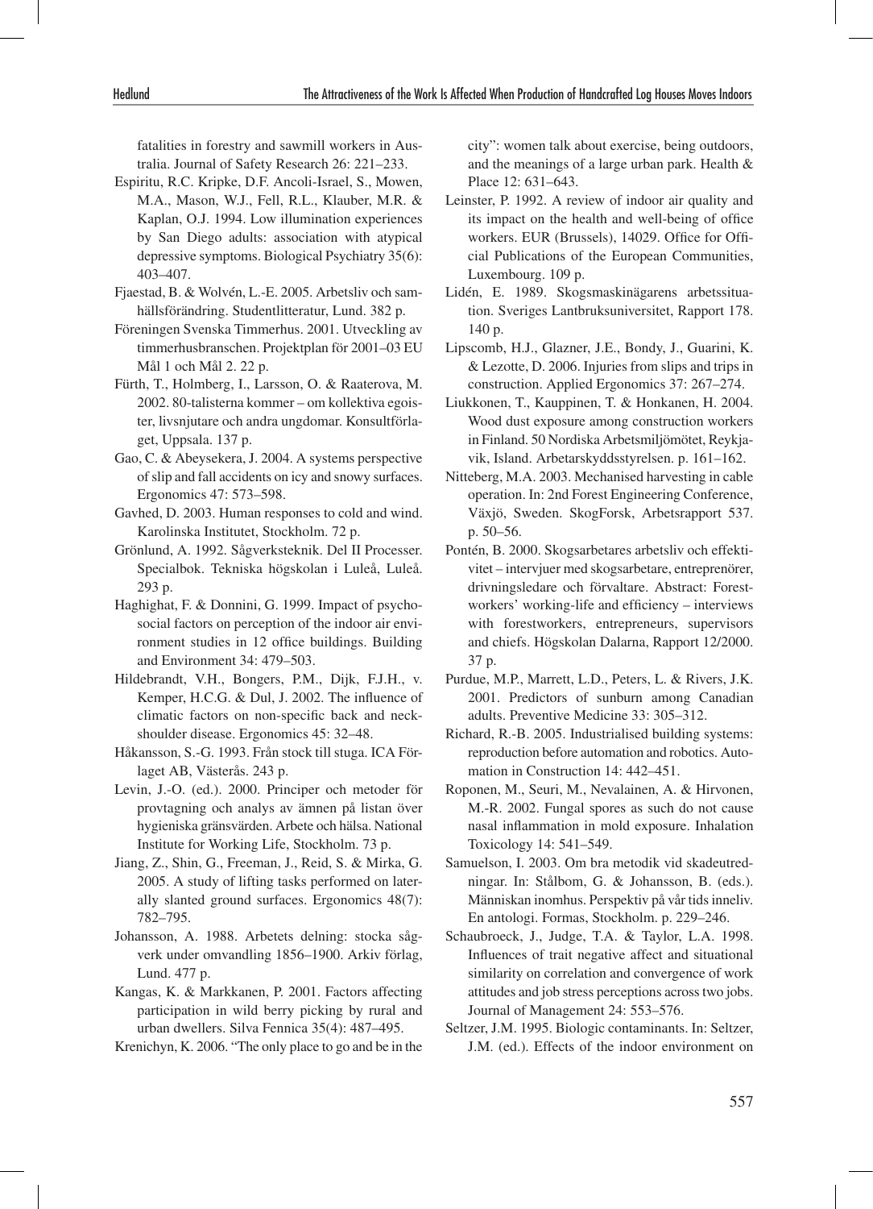fatalities in forestry and sawmill workers in Australia. Journal of Safety Research 26: 221–233.

Espiritu, R.C. Kripke, D.F. Ancoli-Israel, S., Mowen, M.A., Mason, W.J., Fell, R.L., Klauber, M.R. & Kaplan, O.J. 1994. Low illumination experiences by San Diego adults: association with atypical depressive symptoms. Biological Psychiatry 35(6): 403–407.

Fjaestad, B. & Wolvén, L.-E. 2005. Arbetsliv och samhällsförändring. Studentlitteratur, Lund. 382 p.

Föreningen Svenska Timmerhus. 2001. Utveckling av timmerhusbranschen. Projektplan för 2001–03 EU Mål 1 och Mål 2. 22 p.

Fürth, T., Holmberg, I., Larsson, O. & Raaterova, M. 2002. 80-talisterna kommer – om kollektiva egoister, livsnjutare och andra ungdomar. Konsultförlaget, Uppsala. 137 p.

Gao, C. & Abeysekera, J. 2004. A systems perspective of slip and fall accidents on icy and snowy surfaces. Ergonomics 47: 573–598.

Gavhed, D. 2003. Human responses to cold and wind. Karolinska Institutet, Stockholm. 72 p.

Grönlund, A. 1992. Sågverksteknik. Del II Processer. Specialbok. Tekniska högskolan i Luleå, Luleå. 293 p.

Haghighat, F. & Donnini, G. 1999. Impact of psychosocial factors on perception of the indoor air environment studies in 12 office buildings. Building and Environment 34: 479–503.

Hildebrandt, V.H., Bongers, P.M., Dijk, F.J.H., v. Kemper, H.C.G. & Dul, J. 2002. The influence of climatic factors on non-specific back and neck-shoulder disease. Ergonomics 45: 32–48.

Håkansson, S.-G. 1993. Från stock till stuga. ICA Förlaget AB, Västerås. 243 p.

Levin, J.-O. (ed.). 2000. Principer och metoder för provtagning och analys av ämnen på listan över hygieniska gränsvärden. Arbete och hälsa. National Institute for Working Life, Stockholm. 73 p.

Jiang, Z., Shin, G., Freeman, J., Reid, S. & Mirka, G. 2005. A study of lifting tasks performed on laterally slanted ground surfaces. Ergonomics 48(7): 782–795.

Johansson, A. 1988. Arbetets delning: stocka sågverk under omvandling 1856–1900. Arkiv förlag, Lund. 477 p.

Kangas, K. & Markkanen, P. 2001. Factors affecting participation in wild berry picking by rural and urban dwellers. Silva Fennica 35(4): 487–495.

Krenichyn, K. 2006. "The only place to go and be in the city": women talk about exercise, being outdoors, and the meanings of a large urban park. Health & Place 12: 631–643.

Leinster, P. 1992. A review of indoor air quality and its impact on the health and well-being of office workers. EUR (Brussels), 14029. Office for Official Publications of the European Communities, Luxembourg. 109 p.

Lidén, E. 1989. Skogsmaskinägarens arbetssituation. Sveriges Lantbruksuniversitet, Rapport 178. 140 p.

Lipscomb, H.J., Glazner, J.E., Bondy, J., Guarini, K. & Lezotte, D. 2006. Injuries from slips and trips in construction. Applied Ergonomics 37: 267–274.

Liukkonen, T., Kauppinen, T. & Honkanen, H. 2004. Wood dust exposure among construction workers in Finland. 50 Nordiska Arbetsmiljömötet, Reykjavik, Island. Arbetskyddsstyrelsen. p. 161–162.

Nitteberg, M.A. 2003. Mechanised harvesting in cable operation. In: 2nd Forest Engineering Conference, Växjö, Sweden. SkogForsk, Arbetsrapport 537. p. 50–56.

Pontén, B. 2000. Skogsarbetares arbetsliv och effektivitet – intervjuer med skogsarbetare, entreprenörer, drivningsledare och förvaltare. Abstract: Forest-workers' working-life and efficiency – interviews with forestworkers, entrepreneurs, supervisors and chiefs. Högskolan Dalarna, Rapport 12/2000. 37 p.

Purdue, M.P., Marrett, L.D., Peters, L. & Rivers, J.K. 2001. Predictors of sunburn among Canadian adults. Preventive Medicine 33: 305–312.

Richard, R.-B. 2005. Industrialised building systems: reproduction before automation and robotics. Automation in Construction 14: 442–451.

Roponen, M., Seuri, M., Nevalainen, A. & Hirvonen, M.-R. 2002. Fungal spores as such do not cause nasal inflammation in mold exposure. Inhalation Toxicology 14: 541–549.

Samuelson, I. 2003. Om bra metodik vid skadeutredningar. In: Stålbom, G. & Johansson, B. (eds.). Människan inomhus. Perspektiv på vår tids inneliv. En antologi. Formas, Stockholm. p. 229–246.

Schaubroeck, J., Judge, T.A. & Taylor, L.A. 1998. Influences of trait negative affect and situational similarity on correlation and convergence of work attitudes and job stress perceptions across two jobs. Journal of Management 24: 553–576.

Seltzer, J.M. 1995. Biologic contaminants. In: Seltzer, J.M. (ed.). Effects of the indoor environment on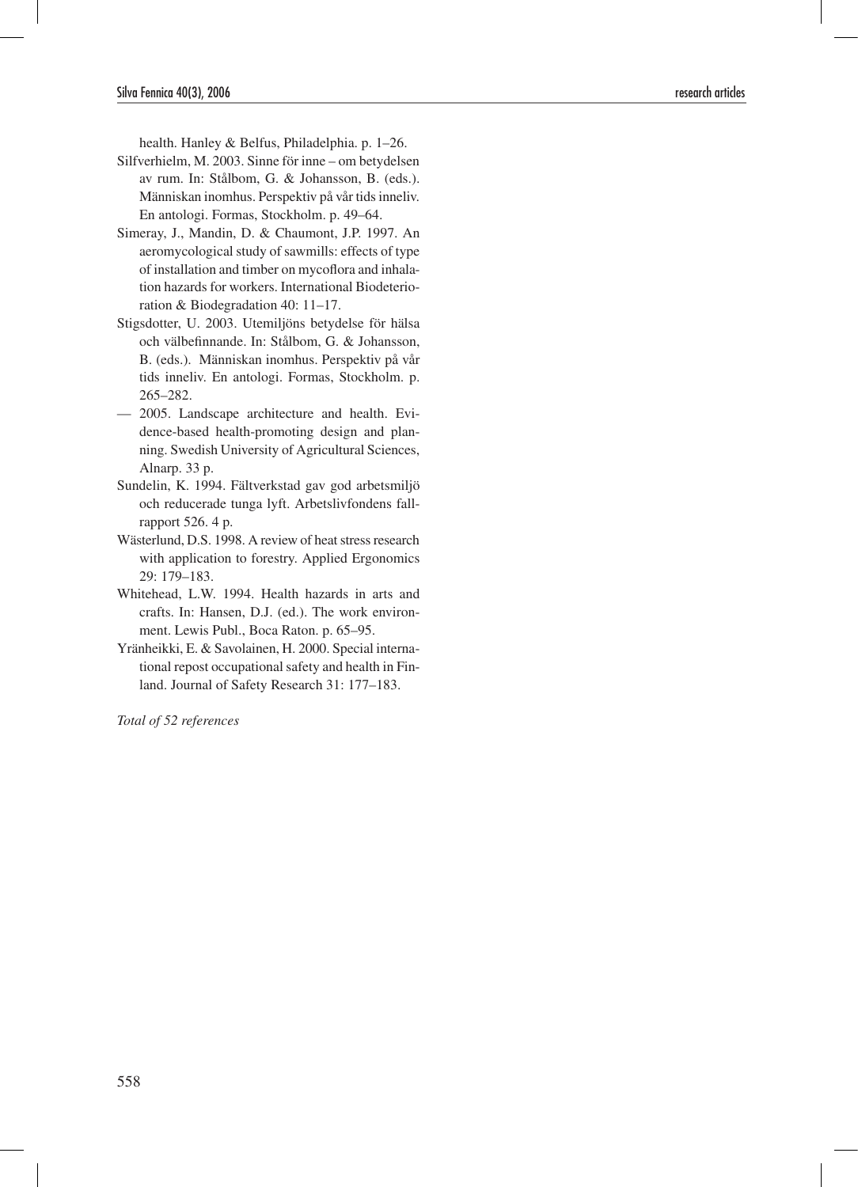health. Hanley & Belfus, Philadelphia. p. 1–26.

Silfverhielm, M. 2003. Sinne för inne – om betydelsen av rum. In: Stålbom, G. & Johansson, B. (eds.). Människan inomhus. Perspektiv på vår tids inneliv. En antologi. Formas, Stockholm. p. 49–64.

Simeray, J., Mandin, D. & Chaumont, J.P. 1997. An aeromycological study of sawmills: effects of type of installation and timber on mycoflora and inhalation hazards for workers. International Biodeterioration & Biodegradation 40: 11–17.

Stigsdotter, U. 2003. Utemiljöns betydelse för hälsa och välbefinnande. In: Stålbom, G. & Johansson, B. (eds.). Människan inomhus. Perspektiv på vår tids inneliv. En antologi. Formas, Stockholm. p. 265–282.

— 2005. Landscape architecture and health. Evidence-based health-promoting design and planning. Swedish University of Agricultural Sciences, Alnarp. 33 p.

Sundelin, K. 1994. Fältverkstad gav god arbetsmiljö och reducerade tunga lyft. Arbetslivfondens fallrapport 526. 4 p.

Wästerlund, D.S. 1998. A review of heat stress research with application to forestry. Applied Ergonomics 29: 179–183.

Whitehead, L.W. 1994. Health hazards in arts and crafts. In: Hansen, D.J. (ed.). The work environment. Lewis Publ., Boca Raton. p. 65–95.

Yränheikki, E. & Savolainen, H. 2000. Special international repost occupational safety and health in Finland. Journal of Safety Research 31: 177–183.

*Total of 52 references*